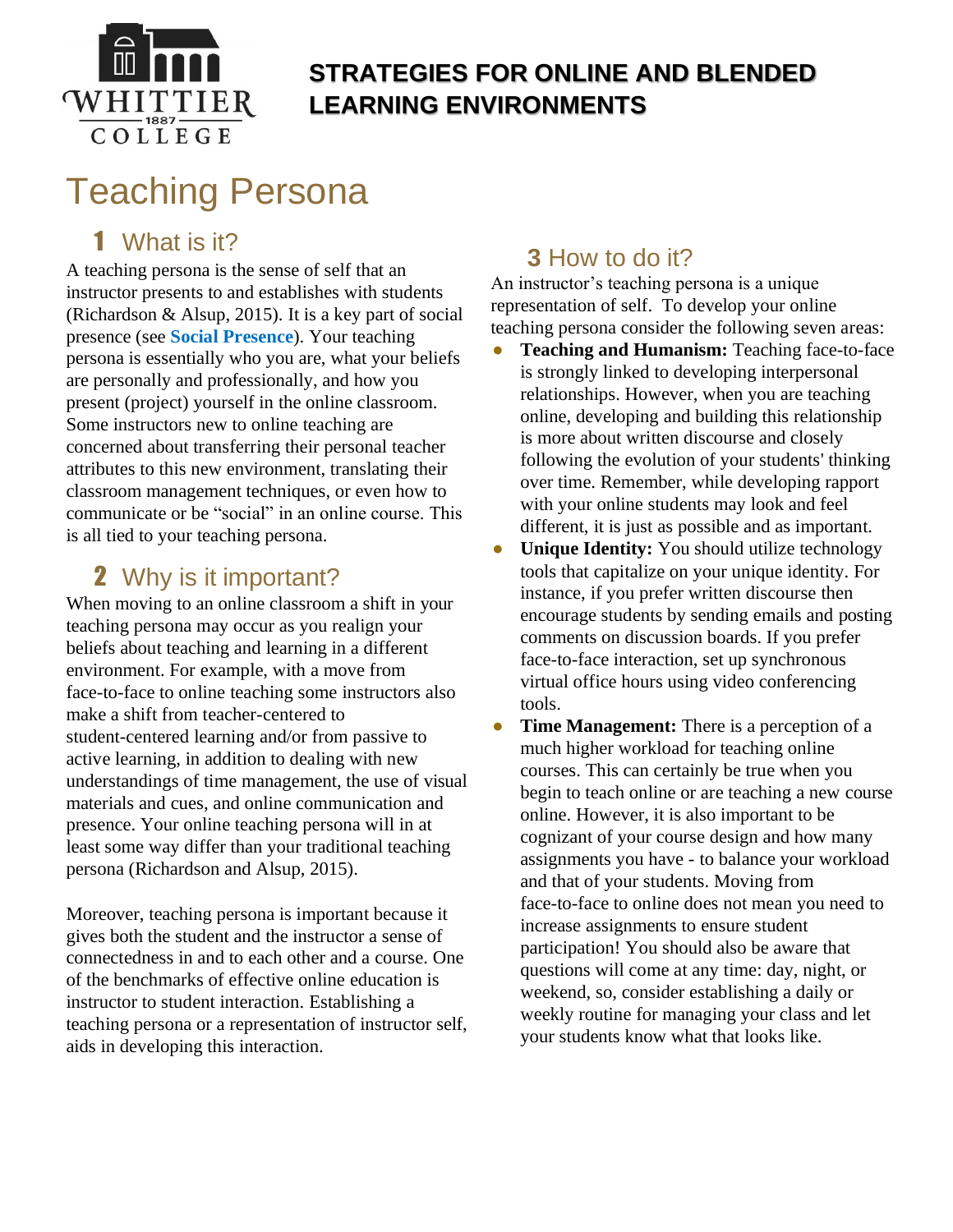# STRATEGIES FOR ONLINE AND BLENDED LEARNING ENVIRONMENTS

# Teaching Persona

## 1 What is it?

A teaching persona is the sense of self that an instructor presents to and establishes with students (Richardson & Alsup, 2015). It is a key part of social presence (see **Social Presence**). Your teaching persona is essentially who you are, what your beliefs are personally and professionally, and how you present (project) yourself in the online classroom. Some instructors new to online teaching are concerned about transferring their personal teacher attributes to this new environment, translating their classroom management techniques, or even how to communicate or be "social" in an online course. This is all tied to your teaching persona.

## 2 Why is it important?

When moving to an online classroom a shift in your teaching persona may occur as you realign your beliefs about teaching and learning in a different environment. For example, with a move from face-to-face to online teaching some instructors also make a shift from teacher-centered to student-centered learning and/or from passive to active learning, in addition to dealing with new understandings of time management, the use of visual materials and cues, and online communication and presence. Your online teaching persona will in at least some way differ than your traditional teaching persona (Richardson and Alsup, 2015).

Moreover, teaching persona is important because it gives both the student and the instructor a sense of connectedness in and to each other and a course. One of the benchmarks of effective online education is instructor to student interaction. Establishing a teaching persona or a representation of instructor self, aids in developing this interaction.

## 3 How to do it?

An instructor's teaching persona is a unique representation of self. To develop your online teaching persona consider the following seven areas:

- **Teaching and Humanism:** Teaching face-to-face is strongly linked to developing interpersonal relationships. However, when you are teaching online, developing and building this relationship is more about written discourse and closely following the evolution of your students' thinking over time. Remember, while developing rapport with your online students may look and feel different, it is just as possible and as important.
- **Unique Identity:** You should utilize technology tools that capitalize on your unique identity. For instance, if you prefer written discourse then encourage students by sending emails and posting comments on discussion boards. If you prefer face-to-face interaction, set up synchronous virtual office hours using video conferencing tools.
- **Time Management:** There is a perception of a much higher workload for teaching online courses. This can certainly be true when you begin to teach online or are teaching a new course online. However, it is also important to be cognizant of your course design and how many assignments you have - to balance your workload and that of your students. Moving from face-to-face to online does not mean you need to increase assignments to ensure student participation! You should also be aware that questions will come at any time: day, night, or weekend, so, consider establishing a daily or weekly routine for managing your class and let your students know what that looks like.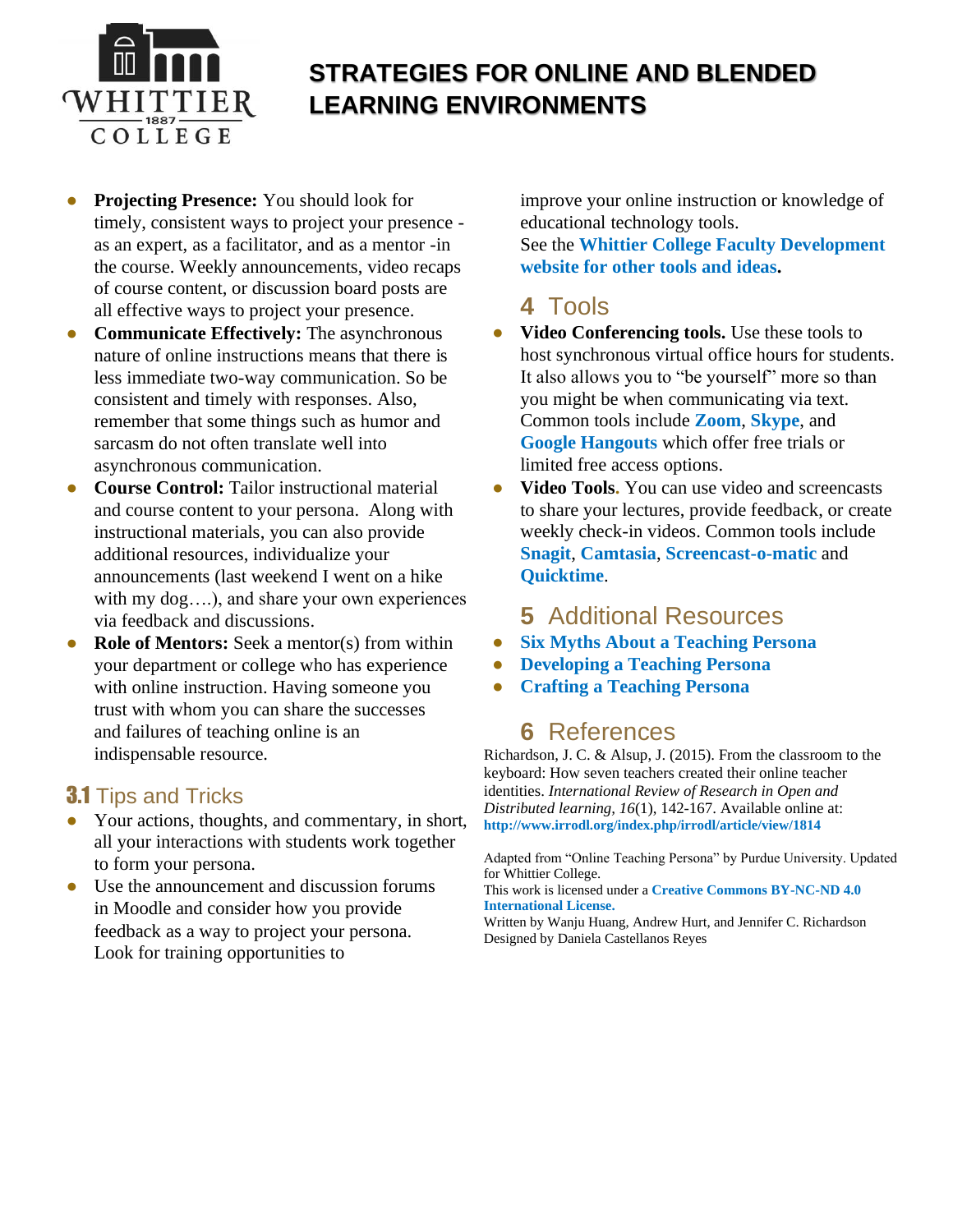# STRATEGIES FOR ONLINE AND BLENDED LEARNING ENVIRONMENTS

- **Projecting Presence:** You should look for timely, consistent ways to project your presence - as an expert, as a facilitator, and as a mentor -in the course. Weekly announcements, video recaps of course content, or discussion board posts are all effective ways to project your presence.
- **Communicate Effectively:** The asynchronous nature of online instructions means that there is less immediate two-way communication. So be consistent and timely with responses. Also, remember that some things such as humor and sarcasm do not often translate well into asynchronous communication.
- **Course Control:** Tailor instructional material and course content to your persona. Along with instructional materials, you can also provide additional resources, individualize your announcements (last weekend I went on a hike with my dog….), and share your own experiences via feedback and discussions.
- **Role of Mentors:** Seek a mentor(s) from within your department or college who has experience with online instruction. Having someone you trust with whom you can share the successes and failures of teaching online is an indispensable resource.

## 3.1 Tips and Tricks

- Your actions, thoughts, and commentary, in short, all your interactions with students work together to form your persona.
- Use the announcement and discussion forums in Moodle and consider how you provide feedback as a way to project your persona. Look for training opportunities to improve your online instruction or knowledge of educational technology tools. See the **Whittier College Faculty Development website for other tools and ideas.**

## 4 Tools

- **Video Conferencing tools.** Use these tools to host synchronous virtual office hours for students. It also allows you to "be yourself" more so than you might be when communicating via text. Common tools include **Zoom**, **Skype**, and **Google Hangouts** which offer free trials or limited free access options.
- **Video Tools**. You can use video and screencasts to share your lectures, provide feedback, or create weekly check-in videos. Common tools include **Snagit**, **Camtasia**, **Screencast-o-matic** and **Quicktime**.

## 5 Additional Resources

- **Six Myths About a Teaching Persona**
- **Developing a Teaching Persona**
- **Crafting a Teaching Persona**

## 6 References

Richardson, J. C. & Alsup, J. (2015). From the classroom to the keyboard: How seven teachers created their online teacher identities. *International Review of Research in Open and Distributed learning, 16*(1), 142-167. Available online at: **http://www.irrodl.org/index.php/irrodl/article/view/1814**

Adapted from "Online Teaching Persona" by Purdue University. Updated for Whittier College.
This work is licensed under a **Creative Commons BY-NC-ND 4.0 International License.**
Written by Wanju Huang, Andrew Hurt, and Jennifer C. Richardson
Designed by Daniela Castellanos Reyes